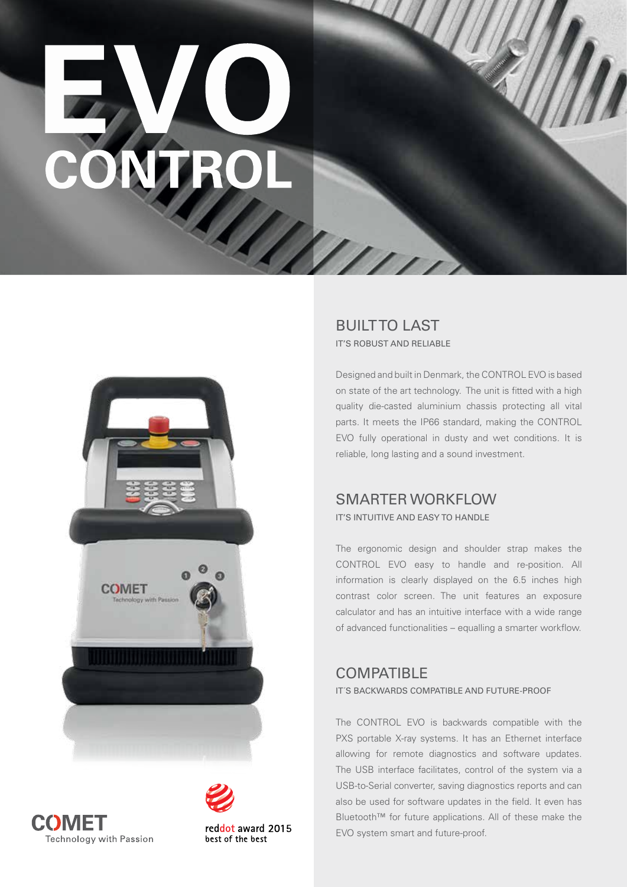# EVO CONTROL

## BUILT TO LAST

IT'S ROBUST AND RELIABLE

Designed and built in Denmark, the CONTROL EVO is based on state of the art technology. The unit is fitted with a high quality die-casted aluminium chassis protecting all vital parts. It meets the IP66 standard, making the CONTROL EVO fully operational in dusty and wet conditions. It is reliable, long lasting and a sound investment.

## SMARTER WORKFLOW

IT'S INTUITIVE AND EASY TO HANDLE

The ergonomic design and shoulder strap makes the CONTROL EVO easy to handle and re-position. All information is clearly displayed on the 6.5 inches high contrast color screen. The unit features an exposure calculator and has an intuitive interface with a wide range of advanced functionalities – equalling a smarter workflow.

## COMPATIBLE

IT´S BACKWARDS COMPATIBLE AND FUTURE-PROOF

The CONTROL EVO is backwards compatible with the PXS portable X-ray systems. It has an Ethernet interface allowing for remote diagnostics and software updates. The USB interface facilitates, control of the system via a USB-to-Serial converter, saving diagnostics reports and can also be used for software updates in the field. It even has Bluetooth™ for future applications. All of these make the EVO system smart and future-proof.

COMET
Technology with Passion

reddot award 2015
best of the best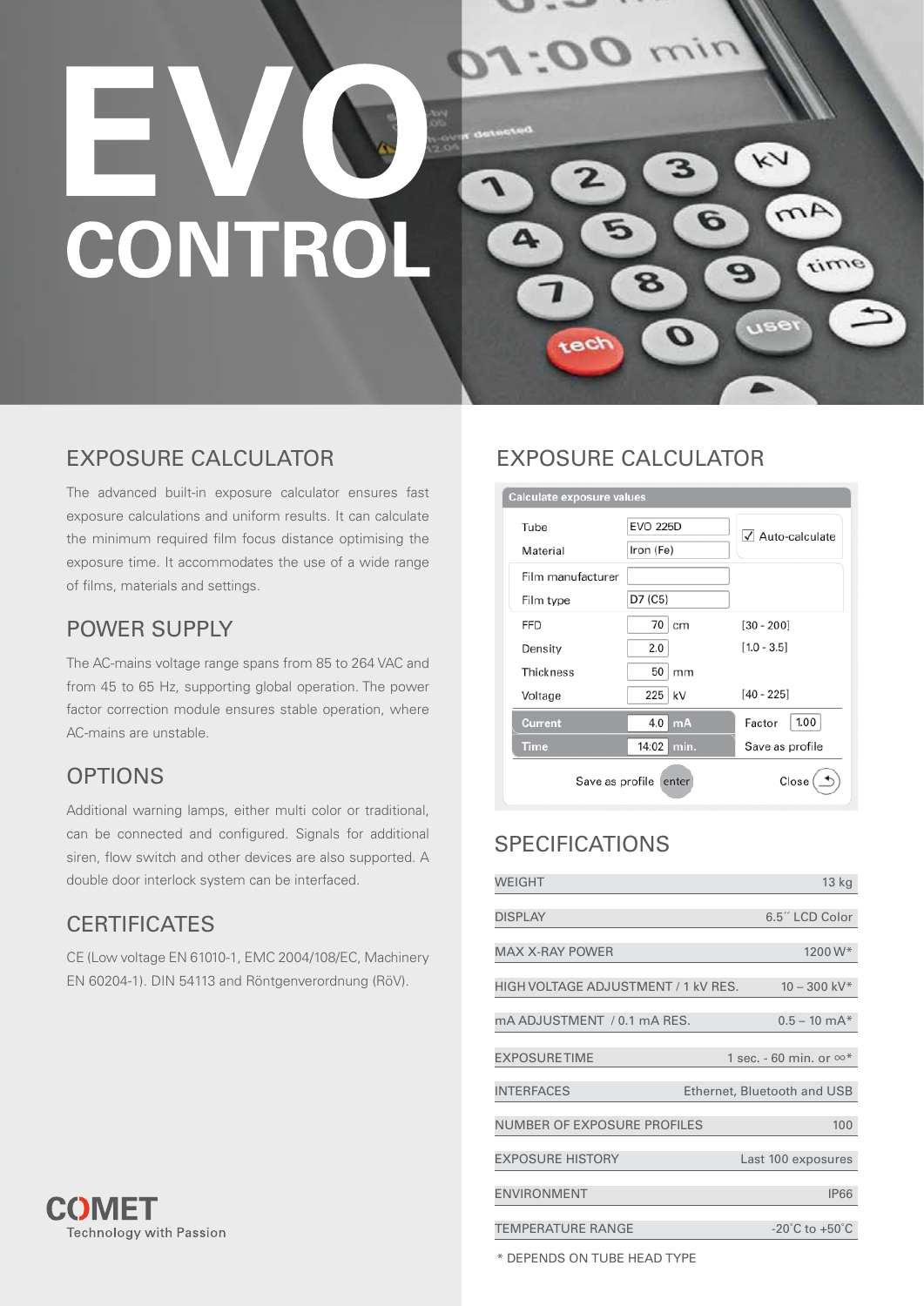# EVO CONTROL

## EXPOSURE CALCULATOR

The advanced built-in exposure calculator ensures fast exposure calculations and uniform results. It can calculate the minimum required film focus distance optimising the exposure time. It accommodates the use of a wide range of films, materials and settings.

## POWER SUPPLY

The AC-mains voltage range spans from 85 to 264 VAC and from 45 to 65 Hz, supporting global operation. The power factor correction module ensures stable operation, where AC-mains are unstable.

## OPTIONS

Additional warning lamps, either multi color or traditional, can be connected and configured. Signals for additional siren, flow switch and other devices are also supported. A double door interlock system can be interfaced.

## CERTIFICATES

CE (Low voltage EN 61010-1, EMC 2004/108/EC, Machinery EN 60204-1). DIN 54113 and Röntgenverordnung (RöV).

## EXPOSURE CALCULATOR

Calculate exposure values

| | | |
|---|---|---|
| Tube | EVO 225D | ☑ Auto-calculate |
| Material | Iron (Fe) | |
| Film manufacturer | | |
| Film type | D7 (C5) | |
| FFD | 70 cm | [30 - 200] |
| Density | 2.0 | [1.0 - 3.5] |
| Thickness | 50 mm | |
| Voltage | 225 kV | [40 - 225] |
| Current | 4.0 mA | Factor 1.00 |
| Time | 14:02 min. | Save as profile |

Save as profile enter    Close

## SPECIFICATIONS

| | |
|---|---|
| WEIGHT | 13 kg |
| DISPLAY | 6.5´´ LCD Color |
| MAX X-RAY POWER | 1200 W* |
| HIGH VOLTAGE ADJUSTMENT / 1 kV RES. | 10 – 300 kV* |
| mA ADJUSTMENT / 0.1 mA RES. | 0.5 – 10 mA* |
| EXPOSURE TIME | 1 sec. - 60 min. or ∞* |
| INTERFACES | Ethernet, Bluetooth and USB |
| NUMBER OF EXPOSURE PROFILES | 100 |
| EXPOSURE HISTORY | Last 100 exposures |
| ENVIRONMENT | IP66 |
| TEMPERATURE RANGE | -20˚C to +50˚C |

\* DEPENDS ON TUBE HEAD TYPE

COMET
Technology with Passion